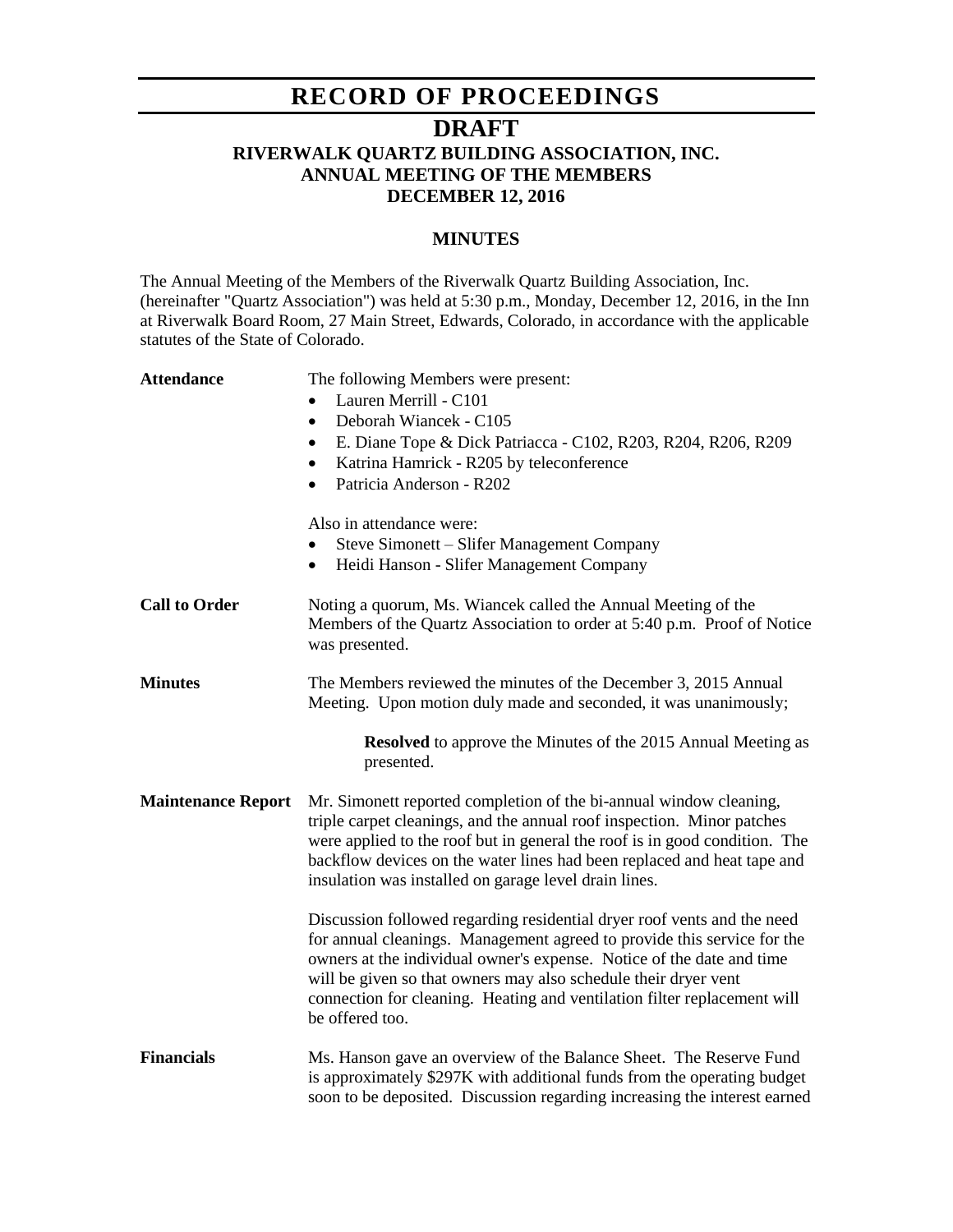# RECORD OF PROCEEDINGS

## DRAFT

### RIVERWALK QUARTZ BUILDING ASSOCIATION, INC.
### ANNUAL MEETING OF THE MEMBERS
### DECEMBER 12, 2016

#### MINUTES

The Annual Meeting of the Members of the Riverwalk Quartz Building Association, Inc. (hereinafter "Quartz Association") was held at 5:30 p.m., Monday, December 12, 2016, in the Inn at Riverwalk Board Room, 27 Main Street, Edwards, Colorado, in accordance with the applicable statutes of the State of Colorado.

**Attendance**

The following Members were present:

- Lauren Merrill - C101
- Deborah Wiancek - C105
- E. Diane Tope & Dick Patriacca - C102, R203, R204, R206, R209
- Katrina Hamrick - R205 by teleconference
- Patricia Anderson - R202

Also in attendance were:

- Steve Simonett – Slifer Management Company
- Heidi Hanson - Slifer Management Company

**Call to Order**

Noting a quorum, Ms. Wiancek called the Annual Meeting of the Members of the Quartz Association to order at 5:40 p.m. Proof of Notice was presented.

**Minutes**

The Members reviewed the minutes of the December 3, 2015 Annual Meeting. Upon motion duly made and seconded, it was unanimously;

> **Resolved** to approve the Minutes of the 2015 Annual Meeting as presented.

**Maintenance Report**

Mr. Simonett reported completion of the bi-annual window cleaning, triple carpet cleanings, and the annual roof inspection. Minor patches were applied to the roof but in general the roof is in good condition. The backflow devices on the water lines had been replaced and heat tape and insulation was installed on garage level drain lines.

Discussion followed regarding residential dryer roof vents and the need for annual cleanings. Management agreed to provide this service for the owners at the individual owner's expense. Notice of the date and time will be given so that owners may also schedule their dryer vent connection for cleaning. Heating and ventilation filter replacement will be offered too.

**Financials**

Ms. Hanson gave an overview of the Balance Sheet. The Reserve Fund is approximately $297K with additional funds from the operating budget soon to be deposited. Discussion regarding increasing the interest earned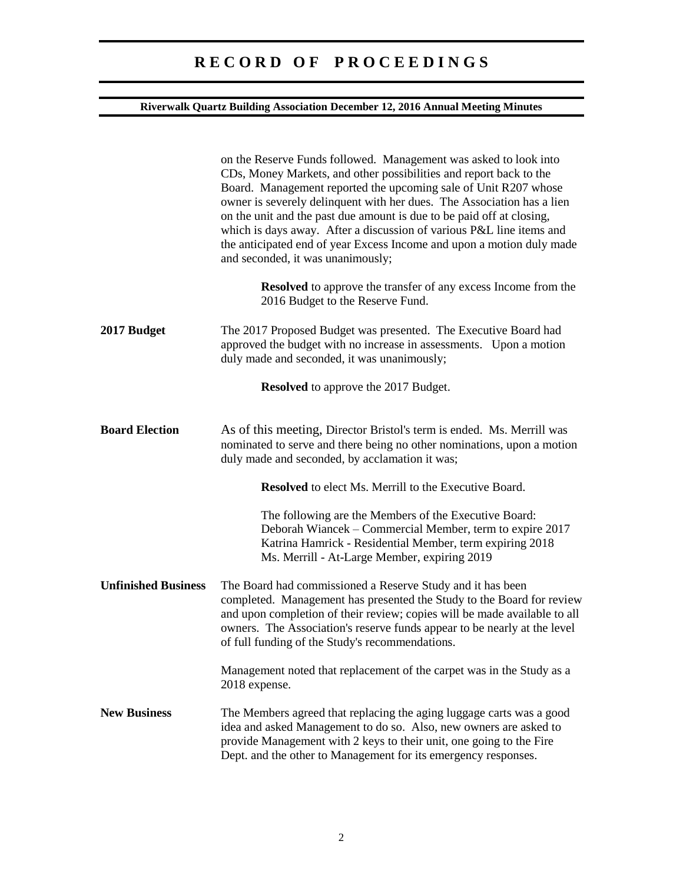on the Reserve Funds followed. Management was asked to look into CDs, Money Markets, and other possibilities and report back to the Board. Management reported the upcoming sale of Unit R207 whose owner is severely delinquent with her dues. The Association has a lien on the unit and the past due amount is due to be paid off at closing, which is days away. After a discussion of various P&L line items and the anticipated end of year Excess Income and upon a motion duly made and seconded, it was unanimously;

> **Resolved** to approve the transfer of any excess Income from the 2016 Budget to the Reserve Fund.

**2017 Budget**

The 2017 Proposed Budget was presented. The Executive Board had approved the budget with no increase in assessments. Upon a motion duly made and seconded, it was unanimously;

> **Resolved** to approve the 2017 Budget.

**Board Election**

As of this meeting, Director Bristol's term is ended. Ms. Merrill was nominated to serve and there being no other nominations, upon a motion duly made and seconded, by acclamation it was;

> **Resolved** to elect Ms. Merrill to the Executive Board.
>
> The following are the Members of the Executive Board:
> Deborah Wiancek – Commercial Member, term to expire 2017
> Katrina Hamrick - Residential Member, term expiring 2018
> Ms. Merrill - At-Large Member, expiring 2019

**Unfinished Business**

The Board had commissioned a Reserve Study and it has been completed. Management has presented the Study to the Board for review and upon completion of their review; copies will be made available to all owners. The Association's reserve funds appear to be nearly at the level of full funding of the Study's recommendations.

Management noted that replacement of the carpet was in the Study as a 2018 expense.

**New Business**

The Members agreed that replacing the aging luggage carts was a good idea and asked Management to do so. Also, new owners are asked to provide Management with 2 keys to their unit, one going to the Fire Dept. and the other to Management for its emergency responses.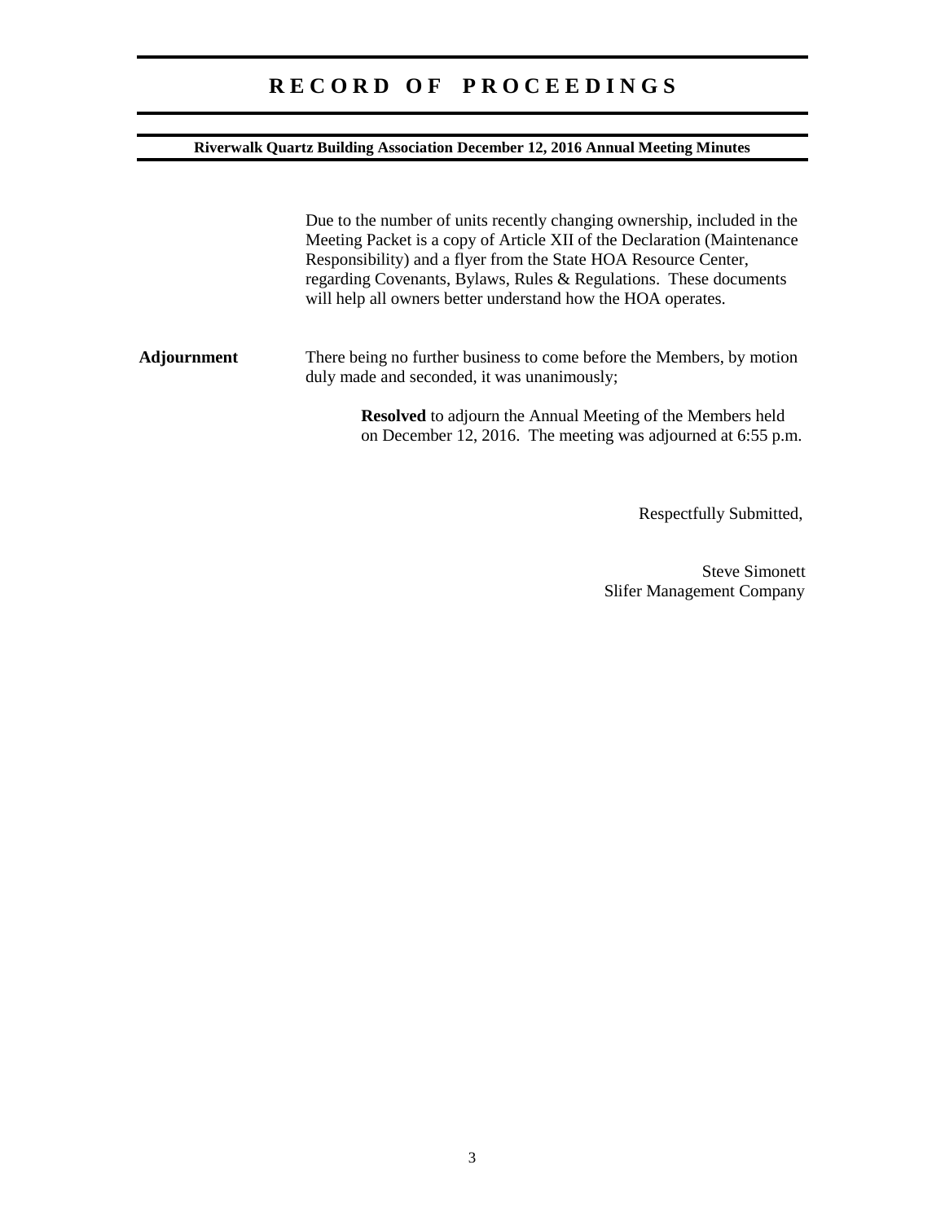# RECORD OF PROCEEDINGS

**Riverwalk Quartz Building Association December 12, 2016 Annual Meeting Minutes**

Due to the number of units recently changing ownership, included in the Meeting Packet is a copy of Article XII of the Declaration (Maintenance Responsibility) and a flyer from the State HOA Resource Center, regarding Covenants, Bylaws, Rules & Regulations. These documents will help all owners better understand how the HOA operates.

**Adjournment**

There being no further business to come before the Members, by motion duly made and seconded, it was unanimously;

**Resolved** to adjourn the Annual Meeting of the Members held on December 12, 2016. The meeting was adjourned at 6:55 p.m.

Respectfully Submitted,

Steve Simonett
Slifer Management Company